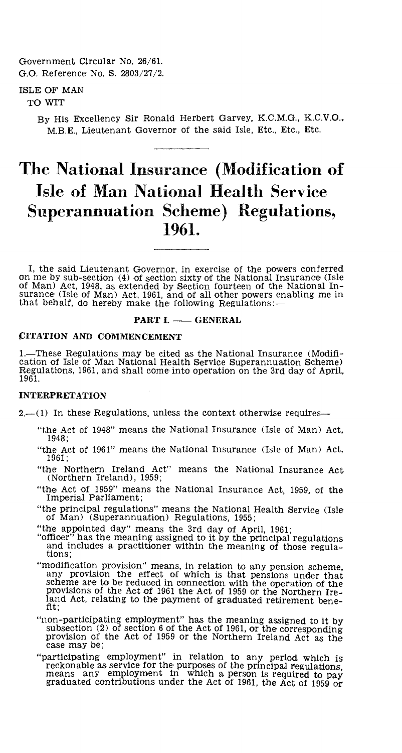Government Circular No. 26/61.
G.O. Reference No. S. 2803/27/2.

ISLE OF MAN
TO WIT

By His Excellency Sir Ronald Herbert Garvey, K.C.M.G., K.C.V.O., M.B.E., Lieutenant Governor of the said Isle, Etc., Etc., Etc.

# The National Insurance (Modification of Isle of Man National Health Service Superannuation Scheme) Regulations, 1961.

I, the said Lieutenant Governor, in exercise of the powers conferred on me by sub-section (4) of section sixty of the National Insurance (Isle of Man) Act, 1948, as extended by Section fourteen of the National Insurance (Isle of Man) Act, 1961, and of all other powers enabling me in that behalf, do hereby make the following Regulations:—

## PART I. —— GENERAL

### CITATION AND COMMENCEMENT

1.—These Regulations may be cited as the National Insurance (Modification of Isle of Man National Health Service Superannuation Scheme) Regulations, 1961, and shall come into operation on the 3rd day of April, 1961.

### INTERPRETATION

2.—(1) In these Regulations, unless the context otherwise requires—

"the Act of 1948" means the National Insurance (Isle of Man) Act, 1948;

"the Act of 1961" means the National Insurance (Isle of Man) Act, 1961;

"the Northern Ireland Act" means the National Insurance Act (Northern Ireland), 1959;

"the Act of 1959" means the National Insurance Act, 1959, of the Imperial Parliament;

"the principal regulations" means the National Health Service (Isle of Man) (Superannuation) Regulations, 1955;

"the appointed day" means the 3rd day of April, 1961;

"officer" has the meaning assigned to it by the principal regulations and includes a practitioner within the meaning of those regulations;

"modification provision" means, in relation to any pension scheme, any provision the effect of which is that pensions under that scheme are to be reduced in connection with the operation of the provisions of the Act of 1961 the Act of 1959 or the Northern Ireland Act, relating to the payment of graduated retirement benefit;

"non-participating employment" has the meaning assigned to it by subsection (2) of section 6 of the Act of 1961, or the corresponding provision of the Act of 1959 or the Northern Ireland Act as the case may be;

"participating employment" in relation to any period which is reckonable as service for the purposes of the principal regulations, means any employment in which a person is required to pay graduated contributions under the Act of 1961, the Act of 1959 or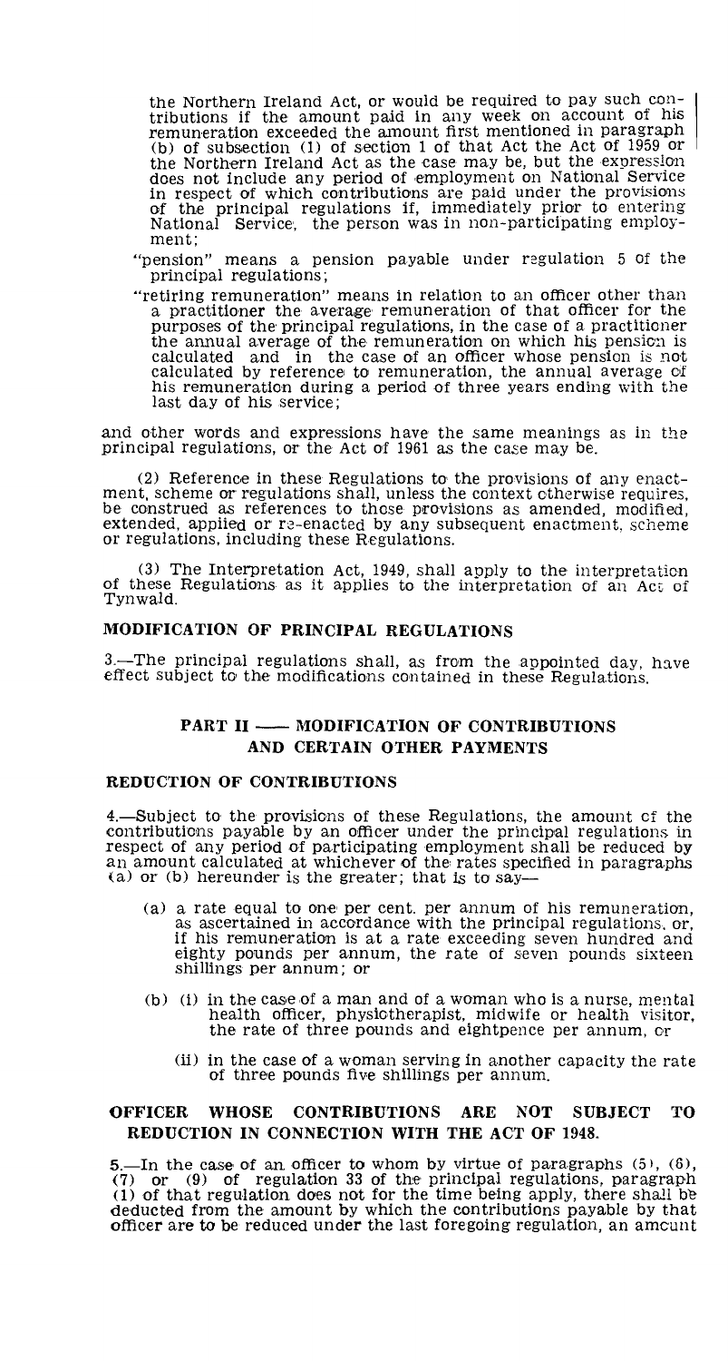the Northern Ireland Act, or would be required to pay such contributions if the amount paid in any week on account of his remuneration exceeded the amount first mentioned in paragraph (b) of subsection (1) of section 1 of that Act the Act of 1959 or the Northern Ireland Act as the case may be, but the expression does not include any period of employment on National Service in respect of which contributions are paid under the provisions of the principal regulations if, immediately prior to entering National Service, the person was in non-participating employment;

"pension" means a pension payable under regulation 5 of the principal regulations;

"retiring remuneration" means in relation to an officer other than a practitioner the average remuneration of that officer for the purposes of the principal regulations, in the case of a practitioner the annual average of the remuneration on which his pension is calculated and in the case of an officer whose pension is not calculated by reference to remuneration, the annual average of his remuneration during a period of three years ending with the last day of his service;

and other words and expressions have the same meanings as in the principal regulations, or the Act of 1961 as the case may be.

(2) Reference in these Regulations to the provisions of any enactment, scheme or regulations shall, unless the context otherwise requires, be construed as references to those provisions as amended, modified, extended, applied or re-enacted by any subsequent enactment, scheme or regulations, including these Regulations.

(3) The Interpretation Act, 1949, shall apply to the interpretation of these Regulations as it applies to the interpretation of an Act of Tynwald.

### MODIFICATION OF PRINCIPAL REGULATIONS

3.—The principal regulations shall, as from the appointed day, have effect subject to the modifications contained in these Regulations.

## PART II — MODIFICATION OF CONTRIBUTIONS AND CERTAIN OTHER PAYMENTS

### REDUCTION OF CONTRIBUTIONS

4.—Subject to the provisions of these Regulations, the amount of the contributions payable by an officer under the principal regulations in respect of any period of participating employment shall be reduced by an amount calculated at whichever of the rates specified in paragraphs (a) or (b) hereunder is the greater; that is to say—

(a) a rate equal to one per cent. per annum of his remuneration, as ascertained in accordance with the principal regulations, or, if his remuneration is at a rate exceeding seven hundred and eighty pounds per annum, the rate of seven pounds sixteen shillings per annum; or

(b) (i) in the case of a man and of a woman who is a nurse, mental health officer, physiotherapist, midwife or health visitor, the rate of three pounds and eightpence per annum, or

(ii) in the case of a woman serving in another capacity the rate of three pounds five shillings per annum.

### OFFICER WHOSE CONTRIBUTIONS ARE NOT SUBJECT TO REDUCTION IN CONNECTION WITH THE ACT OF 1948.

5.—In the case of an officer to whom by virtue of paragraphs (5), (6), (7) or (9) of regulation 33 of the principal regulations, paragraph (1) of that regulation does not for the time being apply, there shall be deducted from the amount by which the contributions payable by that officer are to be reduced under the last foregoing regulation, an amount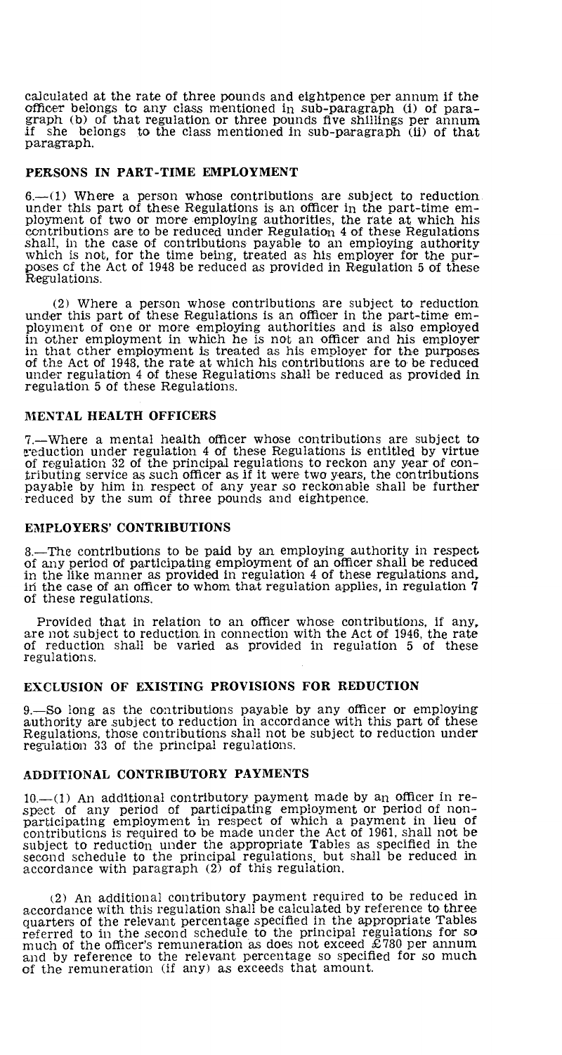calculated at the rate of three pounds and eightpence per annum if the officer belongs to any class mentioned in sub-paragraph (i) of paragraph (b) of that regulation or three pounds five shillings per annum if she belongs to the class mentioned in sub-paragraph (ii) of that paragraph.

## PERSONS IN PART-TIME EMPLOYMENT

6.—(1) Where a person whose contributions are subject to reduction under this part of these Regulations is an officer in the part-time employment of two or more employing authorities, the rate at which his contributions are to be reduced under Regulation 4 of these Regulations shall, in the case of contributions payable to an employing authority which is not, for the time being, treated as his employer for the purposes of the Act of 1948 be reduced as provided in Regulation 5 of these Regulations.

(2) Where a person whose contributions are subject to reduction under this part of these Regulations is an officer in the part-time employment of one or more employing authorities and is also employed in other employment in which he is not an officer and his employer in that other employment is treated as his employer for the purposes of the Act of 1948, the rate at which his contributions are to be reduced under regulation 4 of these Regulations shall be reduced as provided in regulation 5 of these Regulations.

## MENTAL HEALTH OFFICERS

7.—Where a mental health officer whose contributions are subject to reduction under regulation 4 of these Regulations is entitled by virtue of regulation 32 of the principal regulations to reckon any year of contributing service as such officer as if it were two years, the contributions payable by him in respect of any year so reckonable shall be further reduced by the sum of three pounds and eightpence.

## EMPLOYERS' CONTRIBUTIONS

8.—The contributions to be paid by an employing authority in respect of any period of participating employment of an officer shall be reduced in the like manner as provided in regulation 4 of these regulations and, in the case of an officer to whom that regulation applies, in regulation 7 of these regulations.

Provided that in relation to an officer whose contributions, if any, are not subject to reduction in connection with the Act of 1946, the rate of reduction shall be varied as provided in regulation 5 of these regulations.

## EXCLUSION OF EXISTING PROVISIONS FOR REDUCTION

9.—So long as the contributions payable by any officer or employing authority are subject to reduction in accordance with this part of these Regulations, those contributions shall not be subject to reduction under regulation 33 of the principal regulations.

## ADDITIONAL CONTRIBUTORY PAYMENTS

10.—(1) An additional contributory payment made by an officer in respect of any period of participating employment or period of non-participating employment in respect of which a payment in lieu of contributions is required to be made under the Act of 1961, shall not be subject to reduction under the appropriate Tables as specified in the second schedule to the principal regulations, but shall be reduced in accordance with paragraph (2) of this regulation.

(2) An additional contributory payment required to be reduced in accordance with this regulation shall be calculated by reference to three quarters of the relevant percentage specified in the appropriate Tables referred to in the second schedule to the principal regulations for so much of the officer's remuneration as does not exceed £780 per annum and by reference to the relevant percentage so specified for so much of the remuneration (if any) as exceeds that amount.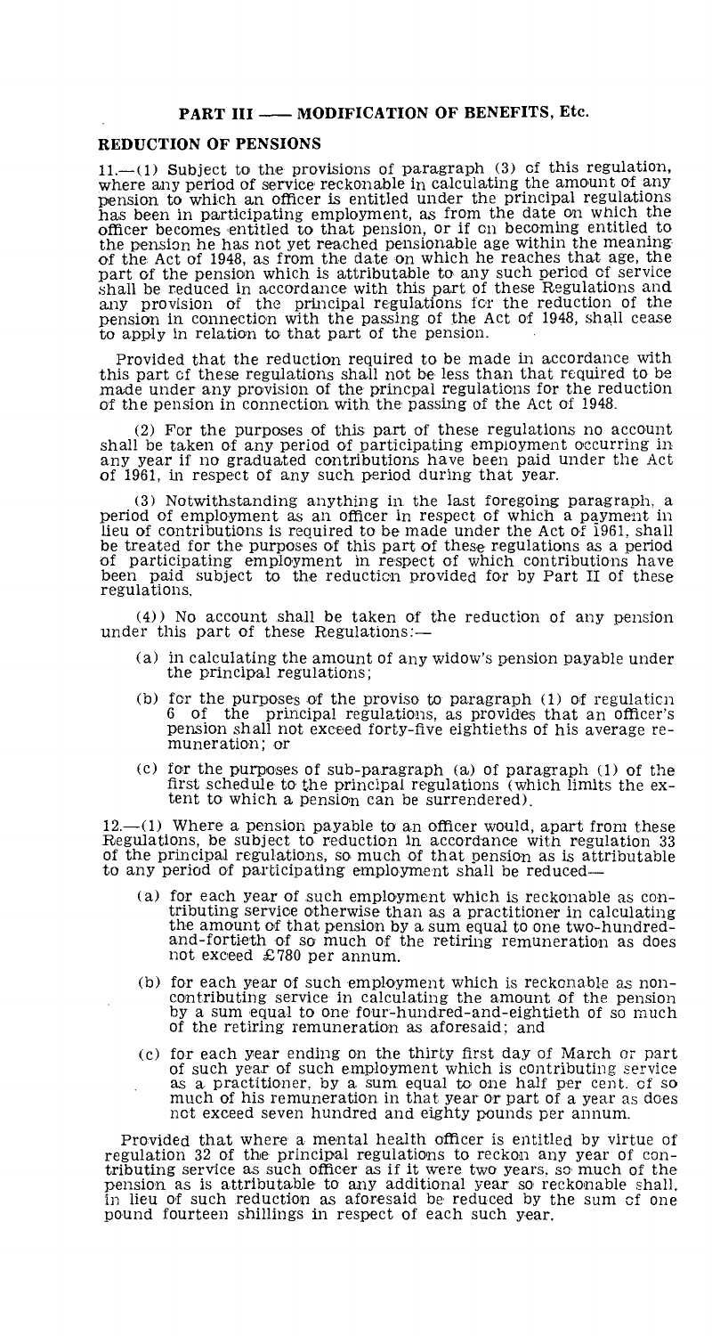## PART III — MODIFICATION OF BENEFITS, Etc.

### REDUCTION OF PENSIONS

11.—(1) Subject to the provisions of paragraph (3) of this regulation, where any period of service reckonable in calculating the amount of any pension to which an officer is entitled under the principal regulations has been in participating employment, as from the date on which the officer becomes entitled to that pension, or if on becoming entitled to the pension he has not yet reached pensionable age within the meaning of the Act of 1948, as from the date on which he reaches that age, the part of the pension which is attributable to any such period of service shall be reduced in accordance with this part of these Regulations and any provision of the principal regulations for the reduction of the pension in connection with the passing of the Act of 1948, shall cease to apply in relation to that part of the pension.

Provided that the reduction required to be made in accordance with this part of these regulations shall not be less than that required to be made under any provision of the princpal regulations for the reduction of the pension in connection with the passing of the Act of 1948.

(2) For the purposes of this part of these regulations no account shall be taken of any period of participating employment occurring in any year if no graduated contributions have been paid under the Act of 1961, in respect of any such period during that year.

(3) Notwithstanding anything in the last foregoing paragraph, a period of employment as an officer in respect of which a payment in lieu of contributions is required to be made under the Act of 1961, shall be treated for the purposes of this part of these regulations as a period of participating employment in respect of which contributions have been paid subject to the reduction provided for by Part II of these regulations.

(4)) No account shall be taken of the reduction of any pension under this part of these Regulations:—

(a) in calculating the amount of any widow's pension payable under the principal regulations;

(b) for the purposes of the proviso to paragraph (1) of regulation 6 of the principal regulations, as provides that an officer's pension shall not exceed forty-five eightieths of his average remuneration; or

(c) for the purposes of sub-paragraph (a) of paragraph (1) of the first schedule to the principal regulations (which limits the extent to which a pension can be surrendered).

12.—(1) Where a pension payable to an officer would, apart from these Regulations, be subject to reduction in accordance with regulation 33 of the principal regulations, so much of that pension as is attributable to any period of participating employment shall be reduced—

(a) for each year of such employment which is reckonable as contributing service otherwise than as a practitioner in calculating the amount of that pension by a sum equal to one two-hundred-and-fortieth of so much of the retiring remuneration as does not exceed £780 per annum.

(b) for each year of such employment which is reckonable as non-contributing service in calculating the amount of the pension by a sum equal to one four-hundred-and-eightieth of so much of the retiring remuneration as aforesaid; and

(c) for each year ending on the thirty first day of March or part of such year of such employment which is contributing service as a practitioner, by a sum equal to one half per cent. of so much of his remuneration in that year or part of a year as does not exceed seven hundred and eighty pounds per annum.

Provided that where a mental health officer is entitled by virtue of regulation 32 of the principal regulations to reckon any year of contributing service as such officer as if it were two years, so much of the pension as is attributable to any additional year so reckonable shall, in lieu of such reduction as aforesaid be reduced by the sum of one pound fourteen shillings in respect of each such year.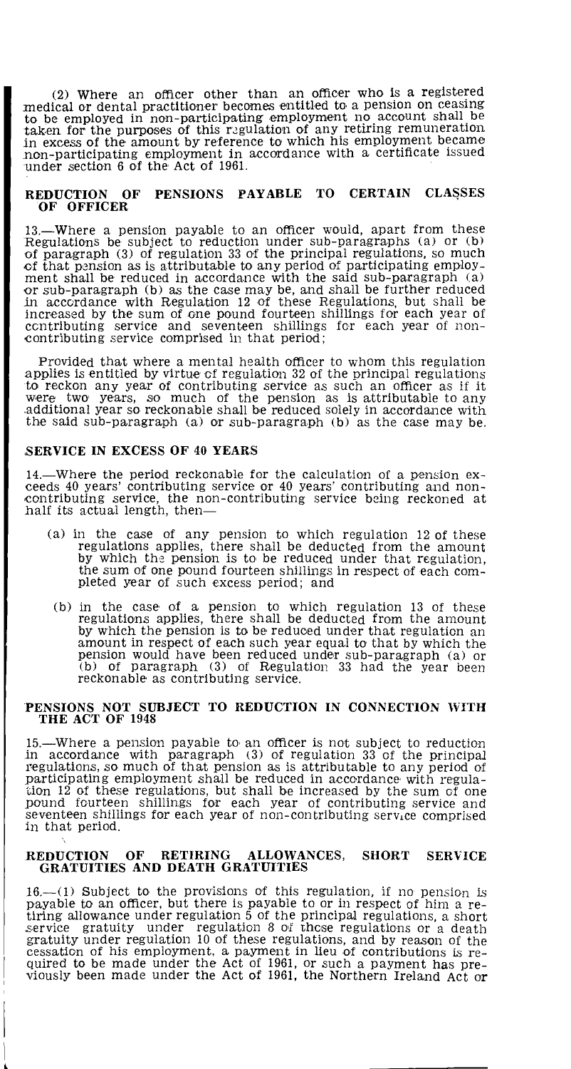(2) Where an officer other than an officer who is a registered medical or dental practitioner becomes entitled to a pension on ceasing to be employed in non-participating employment no account shall be taken for the purposes of this regulation of any retiring remuneration in excess of the amount by reference to which his employment became non-participating employment in accordance with a certificate issued under section 6 of the Act of 1961.

## REDUCTION OF PENSIONS PAYABLE TO CERTAIN CLASSES OF OFFICER

13.—Where a pension payable to an officer would, apart from these Regulations be subject to reduction under sub-paragraphs (a) or (b) of paragraph (3) of regulation 33 of the principal regulations, so much of that pension as is attributable to any period of participating employment shall be reduced in accordance with the said sub-paragraph (a) or sub-paragraph (b) as the case may be, and shall be further reduced in accordance with Regulation 12 of these Regulations, but shall be increased by the sum of one pound fourteen shillings for each year of contributing service and seventeen shillings for each year of non-contributing service comprised in that period;

Provided that where a mental health officer to whom this regulation applies is entitled by virtue of regulation 32 of the principal regulations to reckon any year of contributing service as such an officer as if it were two years, so much of the pension as is attributable to any additional year so reckonable shall be reduced solely in accordance with the said sub-paragraph (a) or sub-paragraph (b) as the case may be.

## SERVICE IN EXCESS OF 40 YEARS

14.—Where the period reckonable for the calculation of a pension exceeds 40 years' contributing service or 40 years' contributing and non-contributing service, the non-contributing service being reckoned at half its actual length, then—

(a) in the case of any pension to which regulation 12 of these regulations applies, there shall be deducted from the amount by which the pension is to be reduced under that regulation, the sum of one pound fourteen shillings in respect of each completed year of such excess period; and

(b) in the case of a pension to which regulation 13 of these regulations applies, there shall be deducted from the amount by which the pension is to be reduced under that regulation an amount in respect of each such year equal to that by which the pension would have been reduced under sub-paragraph (a) or (b) of paragraph (3) of Regulation 33 had the year been reckonable as contributing service.

## PENSIONS NOT SUBJECT TO REDUCTION IN CONNECTION WITH THE ACT OF 1948

15.—Where a pension payable to an officer is not subject to reduction in accordance with paragraph (3) of regulation 33 of the principal regulations, so much of that pension as is attributable to any period of participating employment shall be reduced in accordance with regulation 12 of these regulations, but shall be increased by the sum of one pound fourteen shillings for each year of contributing service and seventeen shillings for each year of non-contributing service comprised in that period.

## REDUCTION OF RETIRING ALLOWANCES, SHORT SERVICE GRATUITIES AND DEATH GRATUITIES

16.—(1) Subject to the provisions of this regulation, if no pension is payable to an officer, but there is payable to or in respect of him a retiring allowance under regulation 5 of the principal regulations, a short service gratuity under regulation 8 of these regulations or a death gratuity under regulation 10 of these regulations, and by reason of the cessation of his employment, a payment in lieu of contributions is required to be made under the Act of 1961, or such a payment has previously been made under the Act of 1961, the Northern Ireland Act or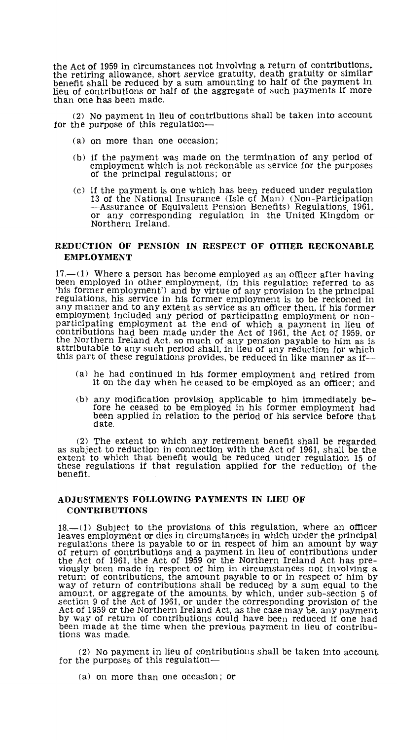the Act of 1959 in circumstances not involving a return of contributions, the retiring allowance, short service gratuity, death gratuity or similar benefit shall be reduced by a sum amounting to half of the payment in lieu of contributions or half of the aggregate of such payments if more than one has been made.

(2) No payment in lieu of contributions shall be taken into account for the purpose of this regulation—

(a) on more than one occasion;

(b) if the payment was made on the termination of any period of employment which is not reckonable as service for the purposes of the principal regulations; or

(c) if the payment is one which has been reduced under regulation 13 of the National Insurance (Isle of Man) (Non-Participation —Assurance of Equivalent Pension Benefits) Regulations, 1961, or any corresponding regulation in the United Kingdom or Northern Ireland.

## REDUCTION OF PENSION IN RESPECT OF OTHER RECKONABLE EMPLOYMENT

17.—(1) Where a person has become employed as an officer after having been employed in other employment, (in this regulation referred to as 'his former employment') and by virtue of any provision in the principal regulations, his service in his former employment is to be reckoned in any manner and to any extent as service as an officer then, if his former employment included any period of participating employment or non-participating employment at the end of which a payment in lieu of contributions had been made under the Act of 1961, the Act of 1959, or the Northern Ireland Act, so much of any pension payable to him as is attributable to any such period shall, in lieu of any reduction for which this part of these regulations provides, be reduced in like manner as if—

(a) he had continued in his former employment and retired from it on the day when he ceased to be employed as an officer; and

(b) any modification provision applicable to him immediately before he ceased to be employed in his former employment had been applied in relation to the period of his service before that date.

(2) The extent to which any retirement benefit shall be regarded as subject to reduction in connection with the Act of 1961, shall be the extent to which that benefit would be reduced under regulation 15 of these regulations if that regulation applied for the reduction of the benefit.

## ADJUSTMENTS FOLLOWING PAYMENTS IN LIEU OF CONTRIBUTIONS

18.—(1) Subject to the provisions of this regulation, where an officer leaves employment or dies in circumstances in which under the principal regulations there is payable to or in respect of him an amount by way of return of contributions and a payment in lieu of contributions under the Act of 1961, the Act of 1959 or the Northern Ireland Act has previously been made in respect of him in circumstances not involving a return of contributions, the amount payable to or in respect of him by way of return of contributions shall be reduced by a sum equal to the amount, or aggregate of the amounts, by which, under sub-section 5 of section 9 of the Act of 1961, or under the corresponding provision of the Act of 1959 or the Northern Ireland Act, as the case may be, any payment by way of return of contributions could have been reduced if one had been made at the time when the previous payment in lieu of contributions was made.

(2) No payment in lieu of contributions shall be taken into account for the purposes of this regulation—

(a) on more than one occasion; or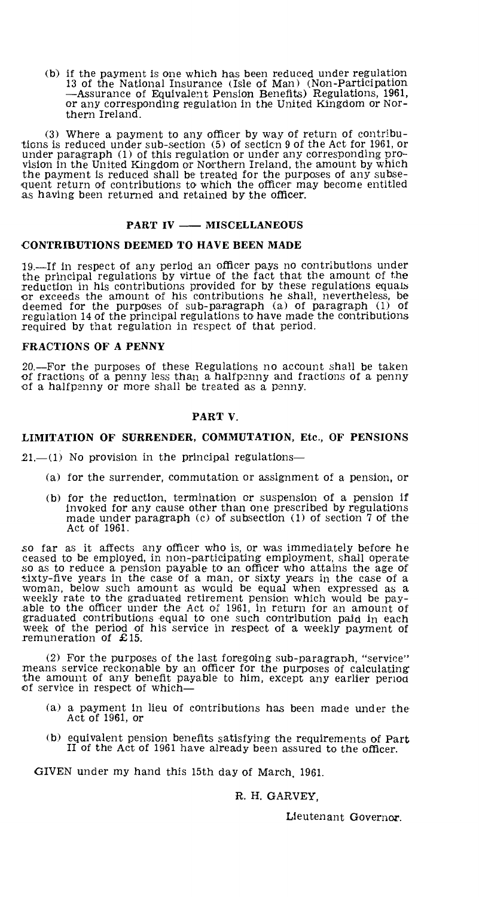(b) if the payment is one which has been reduced under regulation 13 of the National Insurance (Isle of Man) (Non-Participation —Assurance of Equivalent Pension Benefits) Regulations, 1961, or any corresponding regulation in the United Kingdom or Northern Ireland.

(3) Where a payment to any officer by way of return of contributions is reduced under sub-section (5) of section 9 of the Act for 1961, or under paragraph (1) of this regulation or under any corresponding provision in the United Kingdom or Northern Ireland, the amount by which the payment is reduced shall be treated for the purposes of any subsequent return of contributions to which the officer may become entitled as having been returned and retained by the officer.

## PART IV —— MISCELLANEOUS

### CONTRIBUTIONS DEEMED TO HAVE BEEN MADE

19.—If in respect of any period an officer pays no contributions under the principal regulations by virtue of the fact that the amount of the reduction in his contributions provided for by these regulations equals or exceeds the amount of his contributions he shall, nevertheless, be deemed for the purposes of sub-paragraph (a) of paragraph (1) of regulation 14 of the principal regulations to have made the contributions required by that regulation in respect of that period.

### FRACTIONS OF A PENNY

20.—For the purposes of these Regulations no account shall be taken of fractions of a penny less than a halfpenny and fractions of a penny of a halfpenny or more shall be treated as a penny.

## PART V.

### LIMITATION OF SURRENDER, COMMUTATION, Etc., OF PENSIONS

21.—(1) No provision in the principal regulations—

(a) for the surrender, commutation or assignment of a pension, or

(b) for the reduction, termination or suspension of a pension if invoked for any cause other than one prescribed by regulations made under paragraph (c) of subsection (1) of section 7 of the Act of 1961.

so far as it affects any officer who is, or was immediately before he ceased to be employed, in non-participating employment, shall operate so as to reduce a pension payable to an officer who attains the age of sixty-five years in the case of a man, or sixty years in the case of a woman, below such amount as would be equal when expressed as a weekly rate to the graduated retirement pension which would be payable to the officer under the Act of 1961, in return for an amount of graduated contributions equal to one such contribution paid in each week of the period of his service in respect of a weekly payment of remuneration of £15.

(2) For the purposes of the last foregoing sub-paragraph, "service" means service reckonable by an officer for the purposes of calculating the amount of any benefit payable to him, except any earlier period of service in respect of which—

(a) a payment in lieu of contributions has been made under the Act of 1961, or

(b) equivalent pension benefits satisfying the requirements of Part II of the Act of 1961 have already been assured to the officer.

GIVEN under my hand this 15th day of March, 1961.

R. H. GARVEY,

Lieutenant Governor.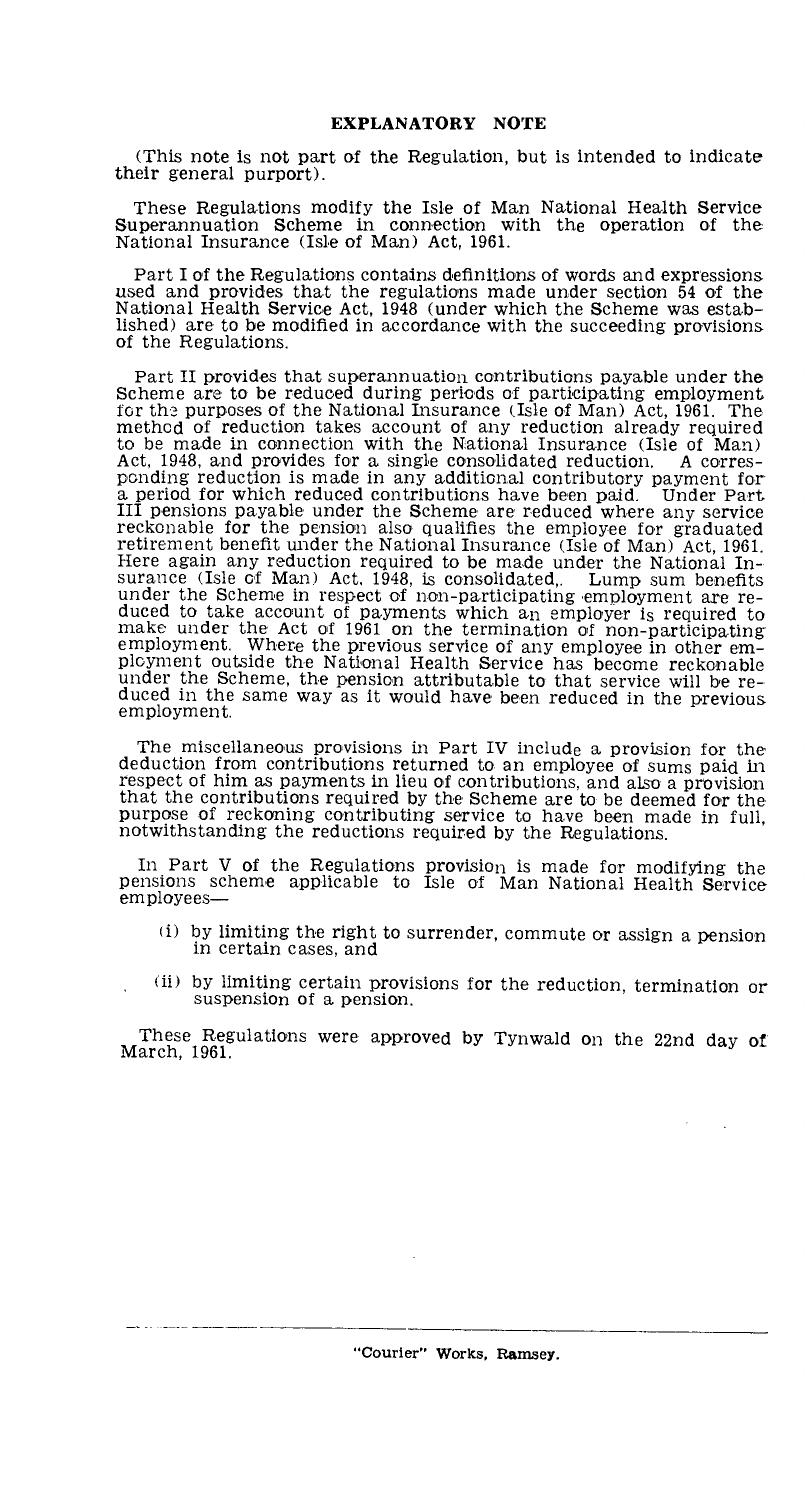## EXPLANATORY NOTE

(This note is not part of the Regulation, but is intended to indicate their general purport).

These Regulations modify the Isle of Man National Health Service Superannuation Scheme in connection with the operation of the National Insurance (Isle of Man) Act, 1961.

Part I of the Regulations contains definitions of words and expressions used and provides that the regulations made under section 54 of the National Health Service Act, 1948 (under which the Scheme was established) are to be modified in accordance with the succeeding provisions of the Regulations.

Part II provides that superannuation contributions payable under the Scheme are to be reduced during periods of participating employment for the purposes of the National Insurance (Isle of Man) Act, 1961. The method of reduction takes account of any reduction already required to be made in connection with the National Insurance (Isle of Man) Act, 1948, and provides for a single consolidated reduction. A corresponding reduction is made in any additional contributory payment for a period for which reduced contributions have been paid. Under Part III pensions payable under the Scheme are reduced where any service reckonable for the pension also qualifies the employee for graduated retirement benefit under the National Insurance (Isle of Man) Act, 1961. Here again any reduction required to be made under the National Insurance (Isle of Man) Act, 1948, is consolidated,. Lump sum benefits under the Scheme in respect of non-participating employment are reduced to take account of payments which an employer is required to make under the Act of 1961 on the termination of non-participating employment. Where the previous service of any employee in other employment outside the National Health Service has become reckonable under the Scheme, the pension attributable to that service will be reduced in the same way as it would have been reduced in the previous employment.

The miscellaneous provisions in Part IV include a provision for the deduction from contributions returned to an employee of sums paid in respect of him as payments in lieu of contributions, and also a provision that the contributions required by the Scheme are to be deemed for the purpose of reckoning contributing service to have been made in full, notwithstanding the reductions required by the Regulations.

In Part V of the Regulations provision is made for modifying the pensions scheme applicable to Isle of Man National Health Service employees—

(i) by limiting the right to surrender, commute or assign a pension in certain cases, and

(ii) by limiting certain provisions for the reduction, termination or suspension of a pension.

These Regulations were approved by Tynwald on the 22nd day of March, 1961.

"Courier" Works, Ramsey.